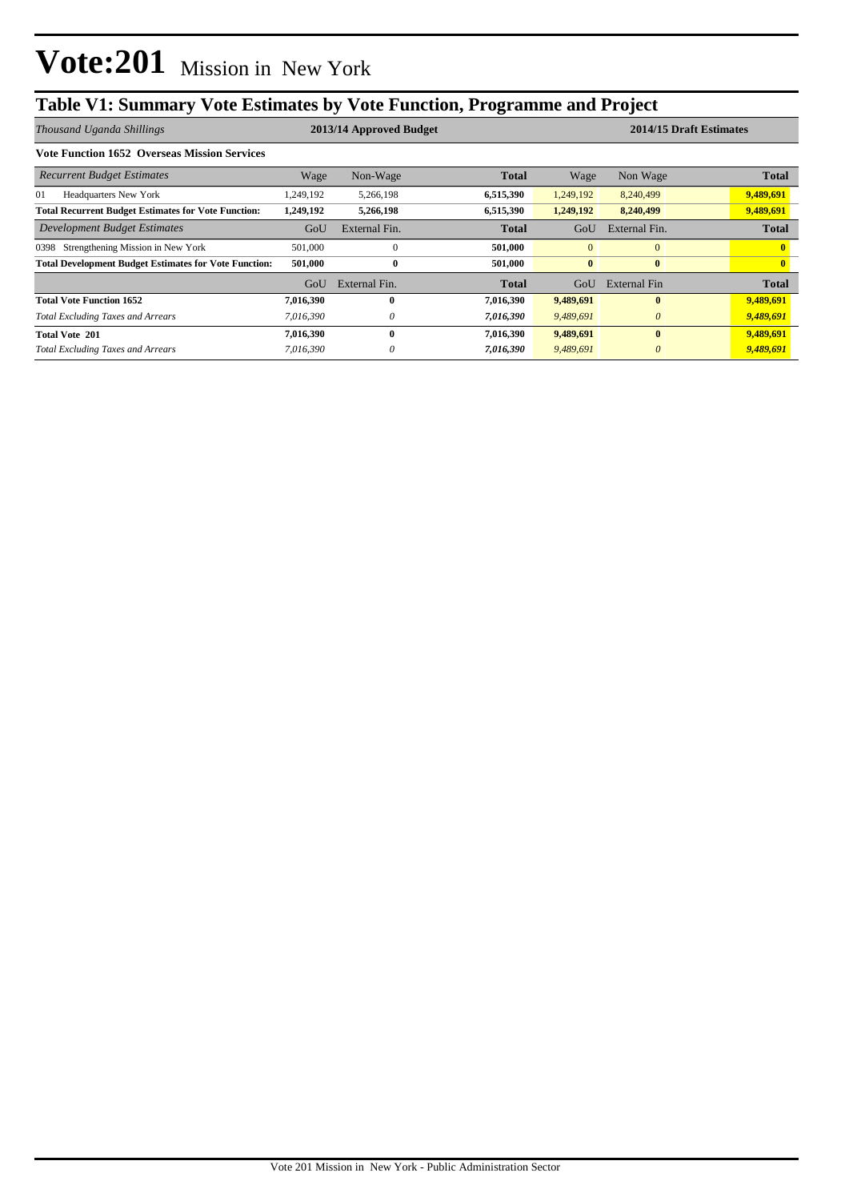# Vote:201 Mission in New York

## Table V1: Summary Vote Estimates by Vote Function, Programme and Project

| *Thousand Uganda Shillings* | 2013/14 Approved Budget | | | 2014/15 Draft Estimates | | |
|---|---|---|---|---|---|---|
| **Vote Function 1652 Overseas Mission Services** | | | | | | |
| *Recurrent Budget Estimates* | Wage | Non-Wage | **Total** | Wage | Non Wage | **Total** |
| 01 Headquarters New York | 1,249,192 | 5,266,198 | **6,515,390** | 1,249,192 | 8,240,499 | **9,489,691** |
| **Total Recurrent Budget Estimates for Vote Function:** | **1,249,192** | **5,266,198** | **6,515,390** | **1,249,192** | **8,240,499** | **9,489,691** |
| *Development Budget Estimates* | GoU | External Fin. | **Total** | GoU | External Fin. | **Total** |
| 0398 Strengthening Mission in New York | 501,000 | 0 | **501,000** | 0 | 0 | **0** |
| **Total Development Budget Estimates for Vote Function:** | **501,000** | **0** | **501,000** | **0** | **0** | **0** |
| | GoU | External Fin. | **Total** | GoU | External Fin | **Total** |
| **Total Vote Function 1652** | **7,016,390** | **0** | **7,016,390** | **9,489,691** | **0** | **9,489,691** |
| *Total Excluding Taxes and Arrears* | *7,016,390* | *0* | ***7,016,390*** | *9,489,691* | *0* | ***9,489,691*** |
| **Total Vote 201** | **7,016,390** | **0** | **7,016,390** | **9,489,691** | **0** | **9,489,691** |
| *Total Excluding Taxes and Arrears* | *7,016,390* | *0* | ***7,016,390*** | *9,489,691* | *0* | ***9,489,691*** |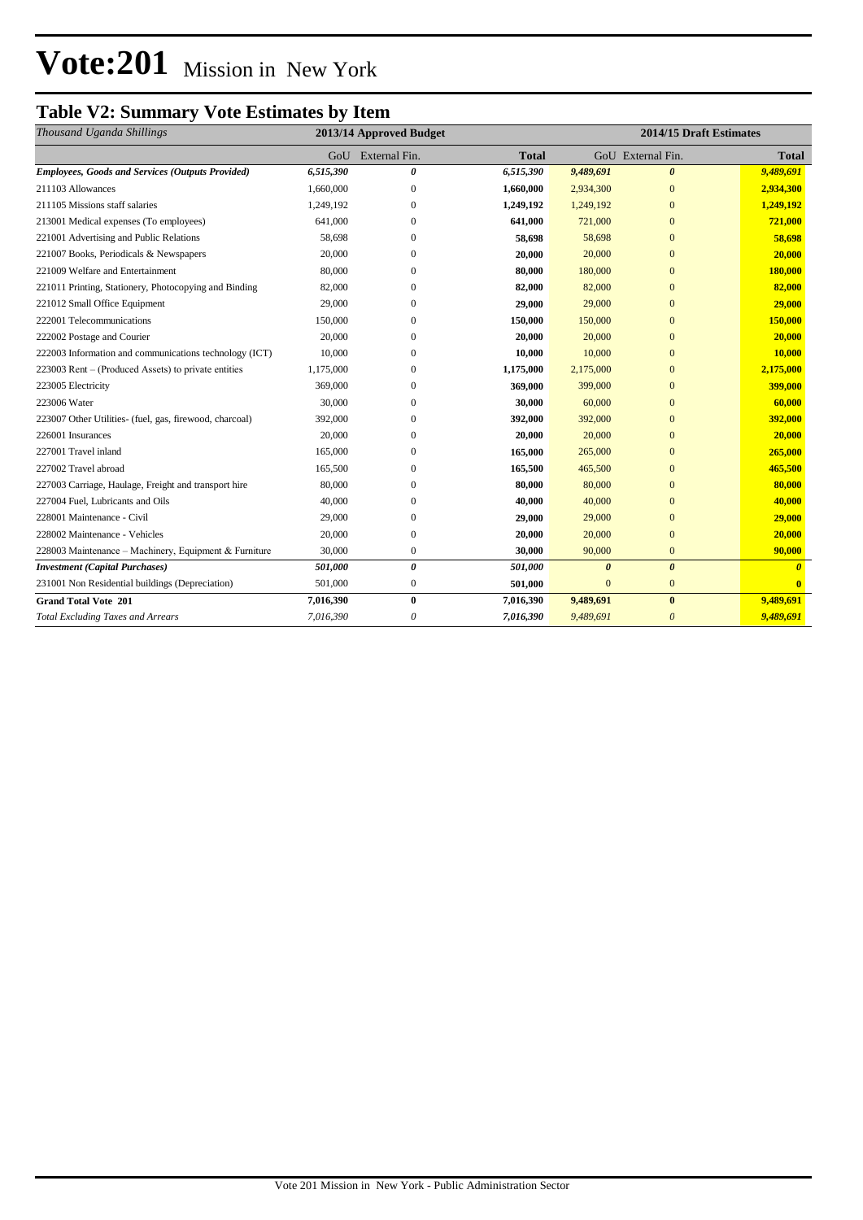# Vote:201 Mission in New York

## Table V2: Summary Vote Estimates by Item

| *Thousand Uganda Shillings* | 2013/14 Approved Budget | | | 2014/15 Draft Estimates | | |
|---|---|---|---|---|---|---|
| | GoU | External Fin. | Total | GoU | External Fin. | Total |
| ***Employees, Goods and Services (Outputs Provided)*** | ***6,515,390*** | ***0*** | ***6,515,390*** | ***9,489,691*** | ***0*** | ***9,489,691*** |
| 211103 Allowances | 1,660,000 | 0 | **1,660,000** | 2,934,300 | 0 | **2,934,300** |
| 211105 Missions staff salaries | 1,249,192 | 0 | **1,249,192** | 1,249,192 | 0 | **1,249,192** |
| 213001 Medical expenses (To employees) | 641,000 | 0 | **641,000** | 721,000 | 0 | **721,000** |
| 221001 Advertising and Public Relations | 58,698 | 0 | **58,698** | 58,698 | 0 | **58,698** |
| 221007 Books, Periodicals & Newspapers | 20,000 | 0 | **20,000** | 20,000 | 0 | **20,000** |
| 221009 Welfare and Entertainment | 80,000 | 0 | **80,000** | 180,000 | 0 | **180,000** |
| 221011 Printing, Stationery, Photocopying and Binding | 82,000 | 0 | **82,000** | 82,000 | 0 | **82,000** |
| 221012 Small Office Equipment | 29,000 | 0 | **29,000** | 29,000 | 0 | **29,000** |
| 222001 Telecommunications | 150,000 | 0 | **150,000** | 150,000 | 0 | **150,000** |
| 222002 Postage and Courier | 20,000 | 0 | **20,000** | 20,000 | 0 | **20,000** |
| 222003 Information and communications technology (ICT) | 10,000 | 0 | **10,000** | 10,000 | 0 | **10,000** |
| 223003 Rent – (Produced Assets) to private entities | 1,175,000 | 0 | **1,175,000** | 2,175,000 | 0 | **2,175,000** |
| 223005 Electricity | 369,000 | 0 | **369,000** | 399,000 | 0 | **399,000** |
| 223006 Water | 30,000 | 0 | **30,000** | 60,000 | 0 | **60,000** |
| 223007 Other Utilities- (fuel, gas, firewood, charcoal) | 392,000 | 0 | **392,000** | 392,000 | 0 | **392,000** |
| 226001 Insurances | 20,000 | 0 | **20,000** | 20,000 | 0 | **20,000** |
| 227001 Travel inland | 165,000 | 0 | **165,000** | 265,000 | 0 | **265,000** |
| 227002 Travel abroad | 165,500 | 0 | **165,500** | 465,500 | 0 | **465,500** |
| 227003 Carriage, Haulage, Freight and transport hire | 80,000 | 0 | **80,000** | 80,000 | 0 | **80,000** |
| 227004 Fuel, Lubricants and Oils | 40,000 | 0 | **40,000** | 40,000 | 0 | **40,000** |
| 228001 Maintenance - Civil | 29,000 | 0 | **29,000** | 29,000 | 0 | **29,000** |
| 228002 Maintenance - Vehicles | 20,000 | 0 | **20,000** | 20,000 | 0 | **20,000** |
| 228003 Maintenance – Machinery, Equipment & Furniture | 30,000 | 0 | **30,000** | 90,000 | 0 | **90,000** |
| ***Investment (Capital Purchases)*** | ***501,000*** | ***0*** | ***501,000*** | ***0*** | ***0*** | ***0*** |
| 231001 Non Residential buildings (Depreciation) | 501,000 | 0 | **501,000** | 0 | 0 | **0** |
| **Grand Total Vote 201** | **7,016,390** | **0** | **7,016,390** | **9,489,691** | **0** | **9,489,691** |
| *Total Excluding Taxes and Arrears* | *7,016,390* | *0* | *7,016,390* | *9,489,691* | *0* | *9,489,691* |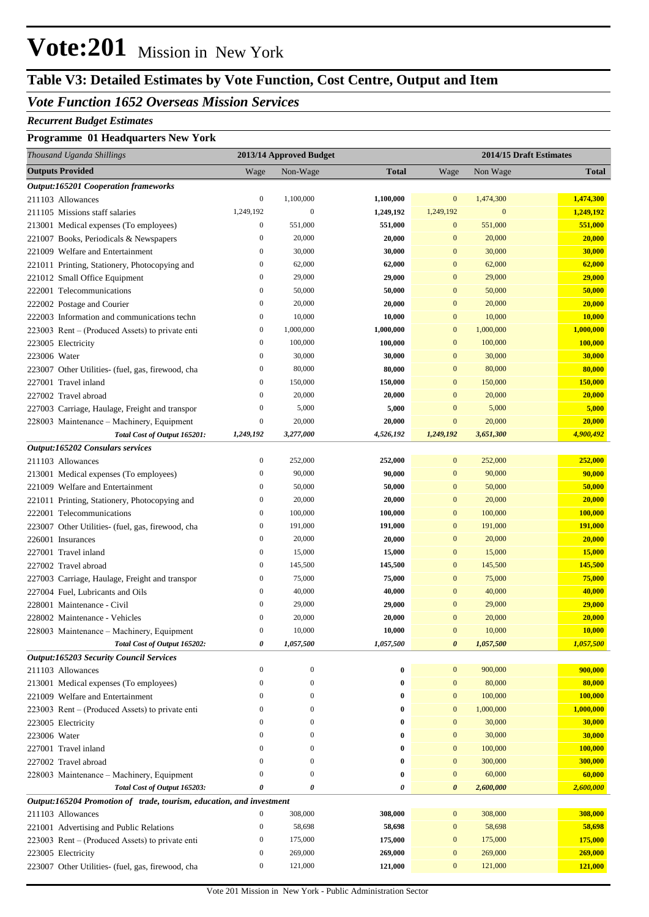# Vote:201 Mission in New York

## Table V3: Detailed Estimates by Vote Function, Cost Centre, Output and Item

### *Vote Function 1652 Overseas Mission Services*

***Recurrent Budget Estimates***

**Programme 01 Headquarters New York**

| *Thousand Uganda Shillings* | 2013/14 Approved Budget | | | 2014/15 Draft Estimates | | |
|---|---|---|---|---|---|---|
| **Outputs Provided** | Wage | Non-Wage | **Total** | Wage | Non Wage | **Total** |
| ***Output:165201 Cooperation frameworks*** | | | | | | |
| 211103 Allowances | 0 | 1,100,000 | **1,100,000** | 0 | 1,474,300 | **1,474,300** |
| 211105 Missions staff salaries | 1,249,192 | 0 | **1,249,192** | 1,249,192 | 0 | **1,249,192** |
| 213001 Medical expenses (To employees) | 0 | 551,000 | **551,000** | 0 | 551,000 | **551,000** |
| 221007 Books, Periodicals & Newspapers | 0 | 20,000 | **20,000** | 0 | 20,000 | **20,000** |
| 221009 Welfare and Entertainment | 0 | 30,000 | **30,000** | 0 | 30,000 | **30,000** |
| 221011 Printing, Stationery, Photocopying and | 0 | 62,000 | **62,000** | 0 | 62,000 | **62,000** |
| 221012 Small Office Equipment | 0 | 29,000 | **29,000** | 0 | 29,000 | **29,000** |
| 222001 Telecommunications | 0 | 50,000 | **50,000** | 0 | 50,000 | **50,000** |
| 222002 Postage and Courier | 0 | 20,000 | **20,000** | 0 | 20,000 | **20,000** |
| 222003 Information and communications techn | 0 | 10,000 | **10,000** | 0 | 10,000 | **10,000** |
| 223003 Rent – (Produced Assets) to private enti | 0 | 1,000,000 | **1,000,000** | 0 | 1,000,000 | **1,000,000** |
| 223005 Electricity | 0 | 100,000 | **100,000** | 0 | 100,000 | **100,000** |
| 223006 Water | 0 | 30,000 | **30,000** | 0 | 30,000 | **30,000** |
| 223007 Other Utilities- (fuel, gas, firewood, cha | 0 | 80,000 | **80,000** | 0 | 80,000 | **80,000** |
| 227001 Travel inland | 0 | 150,000 | **150,000** | 0 | 150,000 | **150,000** |
| 227002 Travel abroad | 0 | 20,000 | **20,000** | 0 | 20,000 | **20,000** |
| 227003 Carriage, Haulage, Freight and transpor | 0 | 5,000 | **5,000** | 0 | 5,000 | **5,000** |
| 228003 Maintenance – Machinery, Equipment | 0 | 20,000 | **20,000** | 0 | 20,000 | **20,000** |
| ***Total Cost of Output 165201:*** | ***1,249,192*** | ***3,277,000*** | ***4,526,192*** | ***1,249,192*** | ***3,651,300*** | ***4,900,492*** |
| ***Output:165202 Consulars services*** | | | | | | |
| 211103 Allowances | 0 | 252,000 | **252,000** | 0 | 252,000 | **252,000** |
| 213001 Medical expenses (To employees) | 0 | 90,000 | **90,000** | 0 | 90,000 | **90,000** |
| 221009 Welfare and Entertainment | 0 | 50,000 | **50,000** | 0 | 50,000 | **50,000** |
| 221011 Printing, Stationery, Photocopying and | 0 | 20,000 | **20,000** | 0 | 20,000 | **20,000** |
| 222001 Telecommunications | 0 | 100,000 | **100,000** | 0 | 100,000 | **100,000** |
| 223007 Other Utilities- (fuel, gas, firewood, cha | 0 | 191,000 | **191,000** | 0 | 191,000 | **191,000** |
| 226001 Insurances | 0 | 20,000 | **20,000** | 0 | 20,000 | **20,000** |
| 227001 Travel inland | 0 | 15,000 | **15,000** | 0 | 15,000 | **15,000** |
| 227002 Travel abroad | 0 | 145,500 | **145,500** | 0 | 145,500 | **145,500** |
| 227003 Carriage, Haulage, Freight and transpor | 0 | 75,000 | **75,000** | 0 | 75,000 | **75,000** |
| 227004 Fuel, Lubricants and Oils | 0 | 40,000 | **40,000** | 0 | 40,000 | **40,000** |
| 228001 Maintenance - Civil | 0 | 29,000 | **29,000** | 0 | 29,000 | **29,000** |
| 228002 Maintenance - Vehicles | 0 | 20,000 | **20,000** | 0 | 20,000 | **20,000** |
| 228003 Maintenance – Machinery, Equipment | 0 | 10,000 | **10,000** | 0 | 10,000 | **10,000** |
| ***Total Cost of Output 165202:*** | ***0*** | ***1,057,500*** | ***1,057,500*** | ***0*** | ***1,057,500*** | ***1,057,500*** |
| ***Output:165203 Security Council Services*** | | | | | | |
| 211103 Allowances | 0 | 0 | **0** | 0 | 900,000 | **900,000** |
| 213001 Medical expenses (To employees) | 0 | 0 | **0** | 0 | 80,000 | **80,000** |
| 221009 Welfare and Entertainment | 0 | 0 | **0** | 0 | 100,000 | **100,000** |
| 223003 Rent – (Produced Assets) to private enti | 0 | 0 | **0** | 0 | 1,000,000 | **1,000,000** |
| 223005 Electricity | 0 | 0 | **0** | 0 | 30,000 | **30,000** |
| 223006 Water | 0 | 0 | **0** | 0 | 30,000 | **30,000** |
| 227001 Travel inland | 0 | 0 | **0** | 0 | 100,000 | **100,000** |
| 227002 Travel abroad | 0 | 0 | **0** | 0 | 300,000 | **300,000** |
| 228003 Maintenance – Machinery, Equipment | 0 | 0 | **0** | 0 | 60,000 | **60,000** |
| ***Total Cost of Output 165203:*** | ***0*** | ***0*** | ***0*** | ***0*** | ***2,600,000*** | ***2,600,000*** |
| ***Output:165204 Promotion of trade, tourism, education, and investment*** | | | | | | |
| 211103 Allowances | 0 | 308,000 | **308,000** | 0 | 308,000 | **308,000** |
| 221001 Advertising and Public Relations | 0 | 58,698 | **58,698** | 0 | 58,698 | **58,698** |
| 223003 Rent – (Produced Assets) to private enti | 0 | 175,000 | **175,000** | 0 | 175,000 | **175,000** |
| 223005 Electricity | 0 | 269,000 | **269,000** | 0 | 269,000 | **269,000** |
| 223007 Other Utilities- (fuel, gas, firewood, cha | 0 | 121,000 | **121,000** | 0 | 121,000 | **121,000** |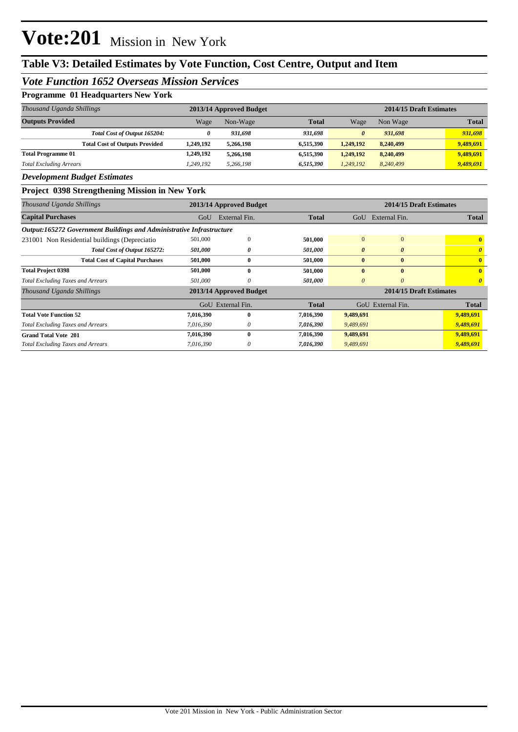# Vote:201 Mission in New York

## Table V3: Detailed Estimates by Vote Function, Cost Centre, Output and Item

### *Vote Function 1652 Overseas Mission Services*

**Programme 01 Headquarters New York**

| *Thousand Uganda Shillings* | 2013/14 Approved Budget | | | 2014/15 Draft Estimates | | |
|---|---|---|---|---|---|---|
| **Outputs Provided** | Wage | Non-Wage | **Total** | Wage | Non Wage | **Total** |
| ***Total Cost of Output 165204:*** | ***0*** | ***931,698*** | ***931,698*** | ***0*** | ***931,698*** | ***931,698*** |
| **Total Cost of Outputs Provided** | **1,249,192** | **5,266,198** | **6,515,390** | **1,249,192** | **8,240,499** | **9,489,691** |
| **Total Programme 01** | **1,249,192** | **5,266,198** | **6,515,390** | **1,249,192** | **8,240,499** | **9,489,691** |
| *Total Excluding Arrears* | *1,249,192* | *5,266,198* | ***6,515,390*** | *1,249,192* | *8,240,499* | ***9,489,691*** |

### *Development Budget Estimates*

**Project 0398 Strengthening Mission in New York**

| *Thousand Uganda Shillings* | 2013/14 Approved Budget | | | 2014/15 Draft Estimates | | |
|---|---|---|---|---|---|---|
| **Capital Purchases** | GoU | External Fin. | **Total** | GoU | External Fin. | **Total** |
| ***Output:165272 Government Buildings and Administrative Infrastructure*** | | | | | | |
| 231001 Non Residential buildings (Depreciatio | 501,000 | 0 | **501,000** | 0 | 0 | **0** |
| ***Total Cost of Output 165272:*** | ***501,000*** | ***0*** | ***501,000*** | ***0*** | ***0*** | ***0*** |
| **Total Cost of Capital Purchases** | **501,000** | **0** | **501,000** | **0** | **0** | **0** |
| **Total Project 0398** | **501,000** | **0** | **501,000** | **0** | **0** | **0** |
| *Total Excluding Taxes and Arrears* | *501,000* | *0* | ***501,000*** | *0* | *0* | ***0*** |

| *Thousand Uganda Shillings* | 2013/14 Approved Budget | | | 2014/15 Draft Estimates | | |
|---|---|---|---|---|---|---|
| | GoU | External Fin. | **Total** | GoU | External Fin. | **Total** |
| **Total Vote Function 52** | **7,016,390** | **0** | **7,016,390** | **9,489,691** | | **9,489,691** |
| *Total Excluding Taxes and Arrears* | *7,016,390* | *0* | ***7,016,390*** | *9,489,691* | | ***9,489,691*** |
| **Grand Total Vote 201** | **7,016,390** | **0** | **7,016,390** | **9,489,691** | | **9,489,691** |
| *Total Excluding Taxes and Arrears* | *7,016,390* | *0* | ***7,016,390*** | *9,489,691* | | ***9,489,691*** |